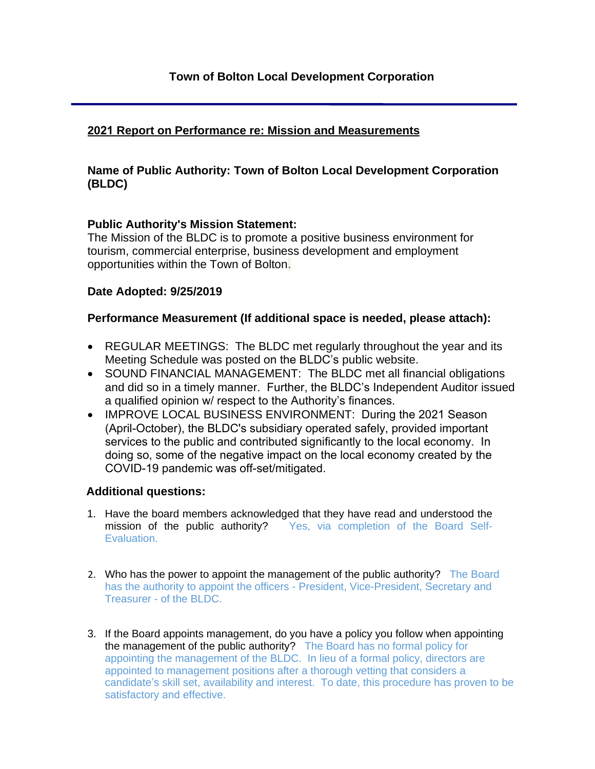# Town of Bolton Local Development Corporation

---

**2021 Report on Performance re: Mission and Measurements**

**Name of Public Authority: Town of Bolton Local Development Corporation (BLDC)**

**Public Authority's Mission Statement:**
The Mission of the BLDC is to promote a positive business environment for tourism, commercial enterprise, business development and employment opportunities within the Town of Bolton.

**Date Adopted: 9/25/2019**

**Performance Measurement (If additional space is needed, please attach):**

- REGULAR MEETINGS: The BLDC met regularly throughout the year and its Meeting Schedule was posted on the BLDC's public website.
- SOUND FINANCIAL MANAGEMENT: The BLDC met all financial obligations and did so in a timely manner. Further, the BLDC's Independent Auditor issued a qualified opinion w/ respect to the Authority's finances.
- IMPROVE LOCAL BUSINESS ENVIRONMENT: During the 2021 Season (April-October), the BLDC's subsidiary operated safely, provided important services to the public and contributed significantly to the local economy. In doing so, some of the negative impact on the local economy created by the COVID-19 pandemic was off-set/mitigated.

**Additional questions:**

1. Have the board members acknowledged that they have read and understood the mission of the public authority? Yes, via completion of the Board Self-Evaluation.

2. Who has the power to appoint the management of the public authority? The Board has the authority to appoint the officers - President, Vice-President, Secretary and Treasurer - of the BLDC.

3. If the Board appoints management, do you have a policy you follow when appointing the management of the public authority? The Board has no formal policy for appointing the management of the BLDC. In lieu of a formal policy, directors are appointed to management positions after a thorough vetting that considers a candidate's skill set, availability and interest. To date, this procedure has proven to be satisfactory and effective.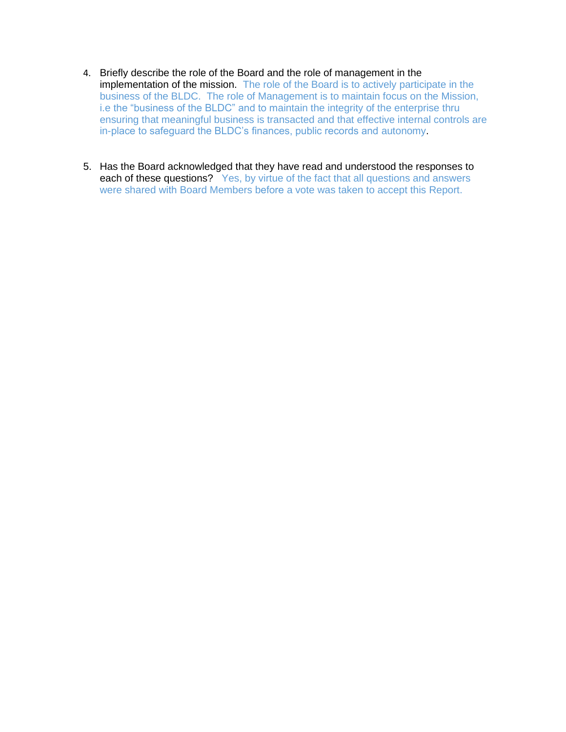4. Briefly describe the role of the Board and the role of management in the implementation of the mission.  The role of the Board is to actively participate in the business of the BLDC.  The role of Management is to maintain focus on the Mission, i.e the "business of the BLDC" and to maintain the integrity of the enterprise thru ensuring that meaningful business is transacted and that effective internal controls are in-place to safeguard the BLDC's finances, public records and autonomy.

5. Has the Board acknowledged that they have read and understood the responses to each of these questions?   Yes, by virtue of the fact that all questions and answers were shared with Board Members before a vote was taken to accept this Report.